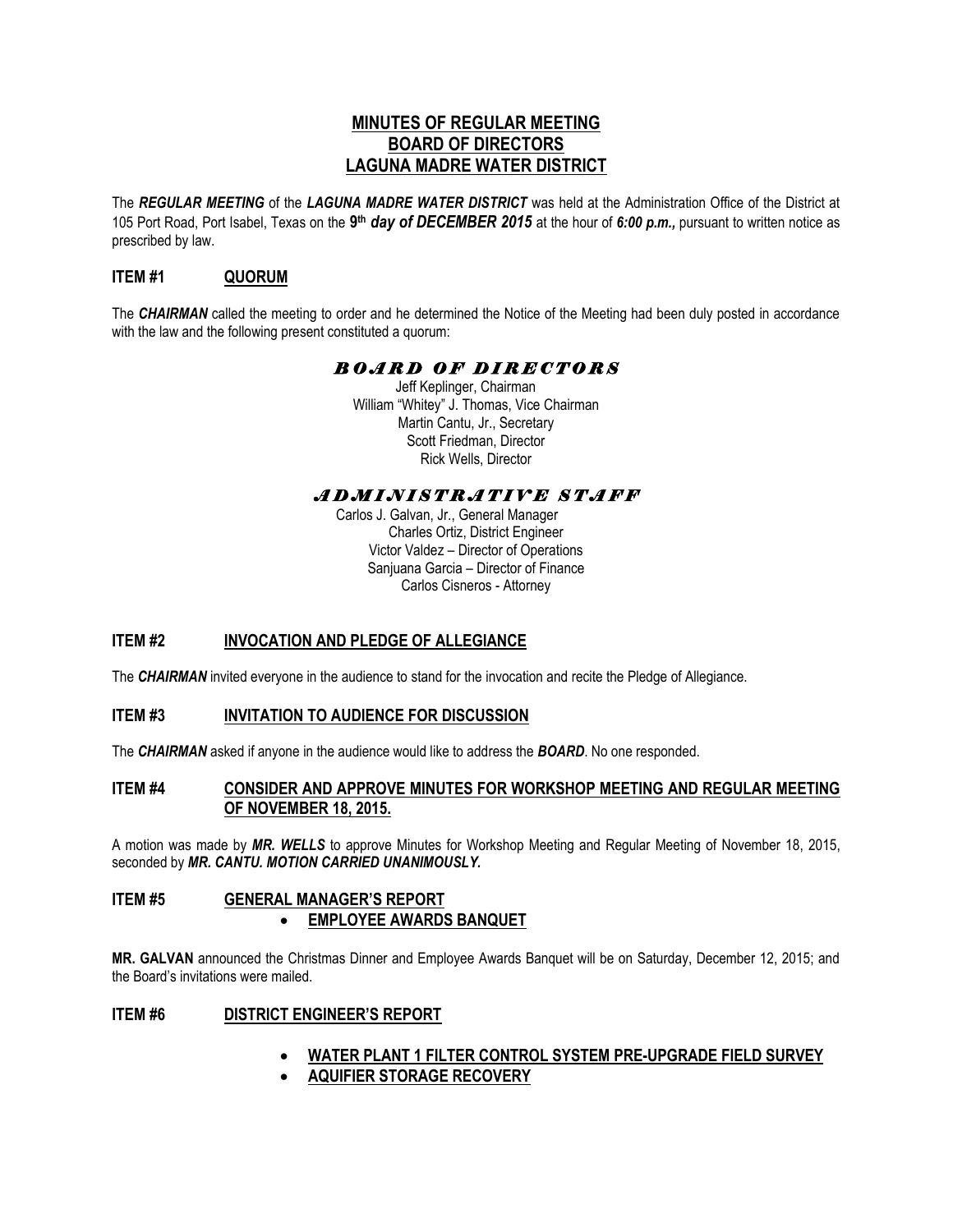# MINUTES OF REGULAR MEETING
# BOARD OF DIRECTORS
# LAGUNA MADRE WATER DISTRICT

The ***REGULAR MEETING*** of the ***LAGUNA MADRE WATER DISTRICT*** was held at the Administration Office of the District at 105 Port Road, Port Isabel, Texas on the **9th** ***day of DECEMBER 2015*** at the hour of ***6:00 p.m.,*** pursuant to written notice as prescribed by law.

## ITEM #1 QUORUM

The ***CHAIRMAN*** called the meeting to order and he determined the Notice of the Meeting had been duly posted in accordance with the law and the following present constituted a quorum:

### *BOARD OF DIRECTORS*

Jeff Keplinger, Chairman
William "Whitey" J. Thomas, Vice Chairman
Martin Cantu, Jr., Secretary
Scott Friedman, Director
Rick Wells, Director

### *ADMINISTRATIVE STAFF*

Carlos J. Galvan, Jr., General Manager
Charles Ortiz, District Engineer
Victor Valdez – Director of Operations
Sanjuana Garcia – Director of Finance
Carlos Cisneros - Attorney

## ITEM #2 INVOCATION AND PLEDGE OF ALLEGIANCE

The ***CHAIRMAN*** invited everyone in the audience to stand for the invocation and recite the Pledge of Allegiance.

## ITEM #3 INVITATION TO AUDIENCE FOR DISCUSSION

The ***CHAIRMAN*** asked if anyone in the audience would like to address the ***BOARD***. No one responded.

## ITEM #4 CONSIDER AND APPROVE MINUTES FOR WORKSHOP MEETING AND REGULAR MEETING OF NOVEMBER 18, 2015.

A motion was made by ***MR. WELLS*** to approve Minutes for Workshop Meeting and Regular Meeting of November 18, 2015, seconded by ***MR. CANTU. MOTION CARRIED UNANIMOUSLY.***

## ITEM #5 GENERAL MANAGER'S REPORT

- **EMPLOYEE AWARDS BANQUET**

**MR. GALVAN** announced the Christmas Dinner and Employee Awards Banquet will be on Saturday, December 12, 2015; and the Board's invitations were mailed.

## ITEM #6 DISTRICT ENGINEER'S REPORT

- **WATER PLANT 1 FILTER CONTROL SYSTEM PRE-UPGRADE FIELD SURVEY**
- **AQUIFIER STORAGE RECOVERY**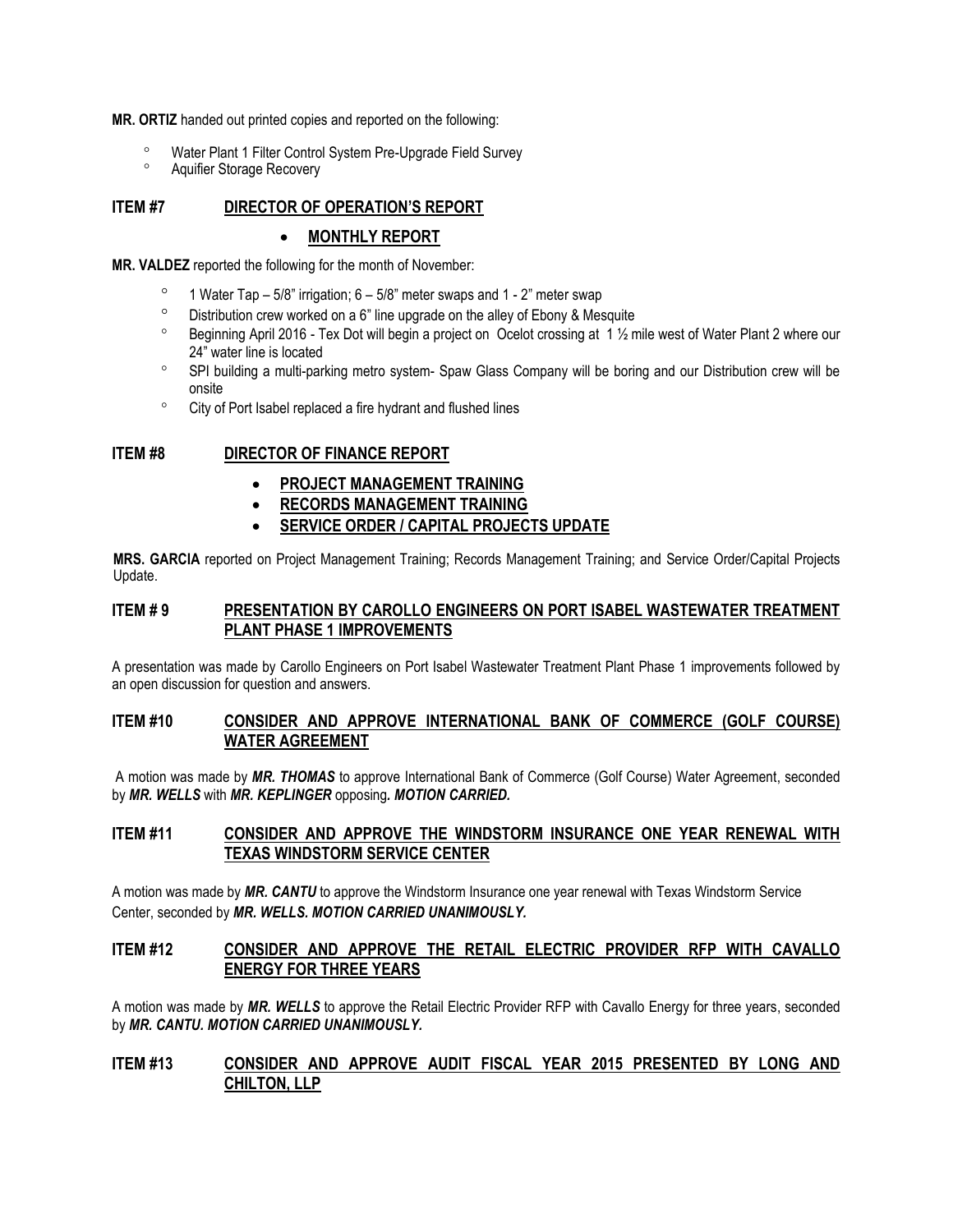**MR. ORTIZ** handed out printed copies and reported on the following:

- Water Plant 1 Filter Control System Pre-Upgrade Field Survey
- Aquifier Storage Recovery

## ITEM #7 DIRECTOR OF OPERATION'S REPORT

- **MONTHLY REPORT**

**MR. VALDEZ** reported the following for the month of November:

- 1 Water Tap – 5/8" irrigation; 6 – 5/8" meter swaps and 1 - 2" meter swap
- Distribution crew worked on a 6" line upgrade on the alley of Ebony & Mesquite
- Beginning April 2016 - Tex Dot will begin a project on Ocelot crossing at 1 ½ mile west of Water Plant 2 where our 24" water line is located
- SPI building a multi-parking metro system- Spaw Glass Company will be boring and our Distribution crew will be onsite
- City of Port Isabel replaced a fire hydrant and flushed lines

## ITEM #8 DIRECTOR OF FINANCE REPORT

- **PROJECT MANAGEMENT TRAINING**
- **RECORDS MANAGEMENT TRAINING**
- **SERVICE ORDER / CAPITAL PROJECTS UPDATE**

**MRS. GARCIA** reported on Project Management Training; Records Management Training; and Service Order/Capital Projects Update.

## ITEM # 9 PRESENTATION BY CAROLLO ENGINEERS ON PORT ISABEL WASTEWATER TREATMENT PLANT PHASE 1 IMPROVEMENTS

A presentation was made by Carollo Engineers on Port Isabel Wastewater Treatment Plant Phase 1 improvements followed by an open discussion for question and answers.

## ITEM #10 CONSIDER AND APPROVE INTERNATIONAL BANK OF COMMERCE (GOLF COURSE) WATER AGREEMENT

A motion was made by ***MR. THOMAS*** to approve International Bank of Commerce (Golf Course) Water Agreement, seconded by ***MR. WELLS*** with ***MR. KEPLINGER*** opposing***. MOTION CARRIED.***

## ITEM #11 CONSIDER AND APPROVE THE WINDSTORM INSURANCE ONE YEAR RENEWAL WITH TEXAS WINDSTORM SERVICE CENTER

A motion was made by ***MR. CANTU*** to approve the Windstorm Insurance one year renewal with Texas Windstorm Service Center, seconded by ***MR. WELLS. MOTION CARRIED UNANIMOUSLY.***

## ITEM #12 CONSIDER AND APPROVE THE RETAIL ELECTRIC PROVIDER RFP WITH CAVALLO ENERGY FOR THREE YEARS

A motion was made by ***MR. WELLS*** to approve the Retail Electric Provider RFP with Cavallo Energy for three years, seconded by ***MR. CANTU. MOTION CARRIED UNANIMOUSLY.***

## ITEM #13 CONSIDER AND APPROVE AUDIT FISCAL YEAR 2015 PRESENTED BY LONG AND CHILTON, LLP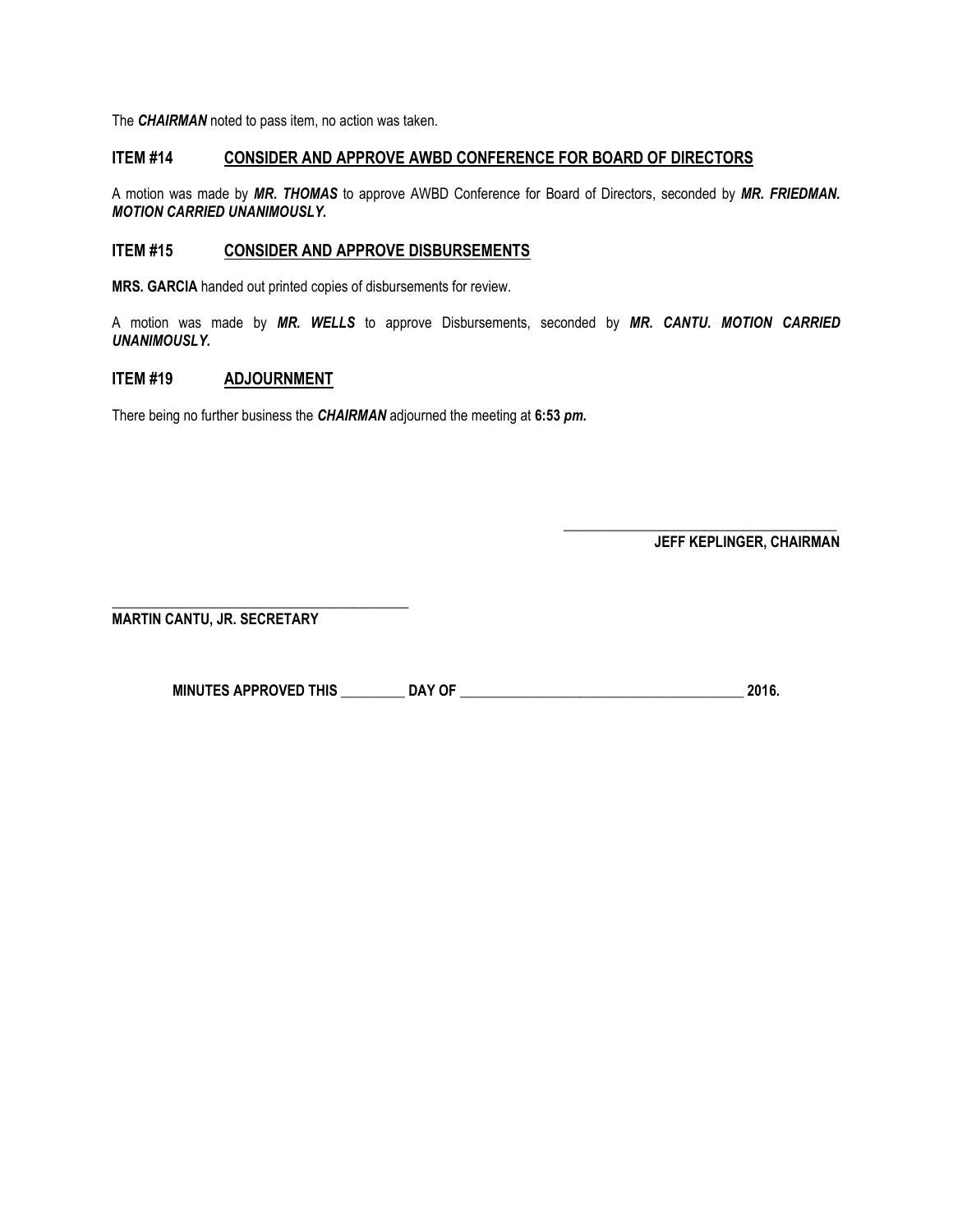The ***CHAIRMAN*** noted to pass item, no action was taken.

## ITEM #14 <u>CONSIDER AND APPROVE AWBD CONFERENCE FOR BOARD OF DIRECTORS</u>

A motion was made by ***MR. THOMAS*** to approve AWBD Conference for Board of Directors, seconded by ***MR. FRIEDMAN. MOTION CARRIED UNANIMOUSLY.***

## ITEM #15 <u>CONSIDER AND APPROVE DISBURSEMENTS</u>

**MRS. GARCIA** handed out printed copies of disbursements for review.

A motion was made by ***MR. WELLS*** to approve Disbursements, seconded by ***MR. CANTU. MOTION CARRIED UNANIMOUSLY.***

## ITEM #19 <u>ADJOURNMENT</u>

There being no further business the ***CHAIRMAN*** adjourned the meeting at **6:53 *pm.***

\_\_\_\_\_\_\_\_\_\_\_\_\_\_\_\_\_\_\_\_\_\_\_\_\_\_\_\_\_\_\_\_\_\_\_\_\_\_\_\_

**JEFF KEPLINGER, CHAIRMAN**

\_\_\_\_\_\_\_\_\_\_\_\_\_\_\_\_\_\_\_\_\_\_\_\_\_\_\_\_\_\_\_\_\_\_\_\_\_\_\_\_

**MARTIN CANTU, JR. SECRETARY**

**MINUTES APPROVED THIS \_\_\_\_\_\_\_\_\_ DAY OF \_\_\_\_\_\_\_\_\_\_\_\_\_\_\_\_\_\_\_\_\_\_\_\_\_\_\_\_\_\_\_\_\_\_\_\_\_\_\_\_ 2016.**